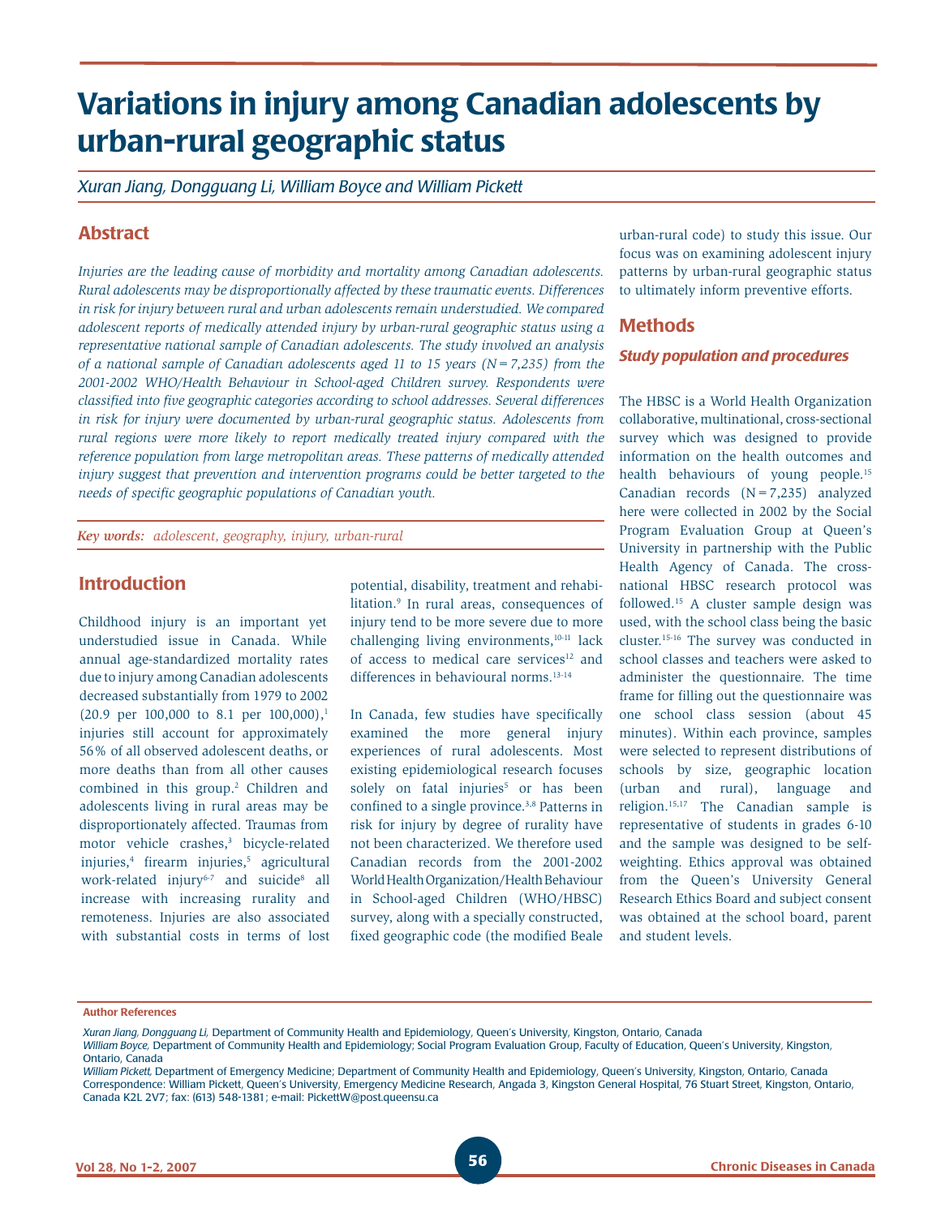# Variations in injury among Canadian adolescents by urban-rural geographic status

*Xuran Jiang, Dongguang Li, William Boyce and William Pickett*

## Abstract

*Injuries are the leading cause of morbidity and mortality among Canadian adolescents. Rural adolescents may be disproportionally affected by these traumatic events. Differences in risk for injury between rural and urban adolescents remain understudied. We compared adolescent reports of medically attended injury by urban-rural geographic status using a representative national sample of Canadian adolescents. The study involved an analysis of a national sample of Canadian adolescents aged 11 to 15 years (N = 7,235) from the 2001-2002 WHO/Health Behaviour in School-aged Children survey. Respondents were classified into five geographic categories according to school addresses. Several differences in risk for injury were documented by urban-rural geographic status. Adolescents from rural regions were more likely to report medically treated injury compared with the reference population from large metropolitan areas. These patterns of medically attended injury suggest that prevention and intervention programs could be better targeted to the needs of specific geographic populations of Canadian youth.*

***Key words:*** *adolescent, geography, injury, urban-rural*

## Introduction

Childhood injury is an important yet understudied issue in Canada. While annual age-standardized mortality rates due to injury among Canadian adolescents decreased substantially from 1979 to 2002 (20.9 per 100,000 to 8.1 per 100,000),[1] injuries still account for approximately 56% of all observed adolescent deaths, or more deaths than from all other causes combined in this group.[2] Children and adolescents living in rural areas may be disproportionately affected. Traumas from motor vehicle crashes,[3] bicycle-related injuries,[4] firearm injuries,[5] agricultural work-related injury[6-7] and suicide[8] all increase with increasing rurality and remoteness. Injuries are also associated with substantial costs in terms of lost potential, disability, treatment and rehabilitation.[9] In rural areas, consequences of injury tend to be more severe due to more challenging living environments,[10-11] lack of access to medical care services[12] and differences in behavioural norms.[13-14]

In Canada, few studies have specifically examined the more general injury experiences of rural adolescents. Most existing epidemiological research focuses solely on fatal injuries[5] or has been confined to a single province.[3,8] Patterns in risk for injury by degree of rurality have not been characterized. We therefore used Canadian records from the 2001-2002 World Health Organization/Health Behaviour in School-aged Children (WHO/HBSC) survey, along with a specially constructed, fixed geographic code (the modified Beale urban-rural code) to study this issue. Our focus was on examining adolescent injury patterns by urban-rural geographic status to ultimately inform preventive efforts.

## Methods

### *Study population and procedures*

The HBSC is a World Health Organization collaborative, multinational, cross-sectional survey which was designed to provide information on the health outcomes and health behaviours of young people.[15] Canadian records (N = 7,235) analyzed here were collected in 2002 by the Social Program Evaluation Group at Queen's University in partnership with the Public Health Agency of Canada. The cross-national HBSC research protocol was followed.[15] A cluster sample design was used, with the school class being the basic cluster.[15-16] The survey was conducted in school classes and teachers were asked to administer the questionnaire. The time frame for filling out the questionnaire was one school class session (about 45 minutes). Within each province, samples were selected to represent distributions of schools by size, geographic location (urban and rural), language and religion.[15,17] The Canadian sample is representative of students in grades 6-10 and the sample was designed to be self-weighting. Ethics approval was obtained from the Queen's University General Research Ethics Board and subject consent was obtained at the school board, parent and student levels.

---

**Author References**

*Xuran Jiang, Dongguang Li,* Department of Community Health and Epidemiology, Queen's University, Kingston, Ontario, Canada
*William Boyce,* Department of Community Health and Epidemiology; Social Program Evaluation Group, Faculty of Education, Queen's University, Kingston, Ontario, Canada
*William Pickett,* Department of Emergency Medicine; Department of Community Health and Epidemiology, Queen's University, Kingston, Ontario, Canada
Correspondence: William Pickett, Queen's University, Emergency Medicine Research, Angada 3, Kingston General Hospital, 76 Stuart Street, Kingston, Ontario, Canada K2L 2V7; fax: (613) 548-1381; e-mail: PickettW@post.queensu.ca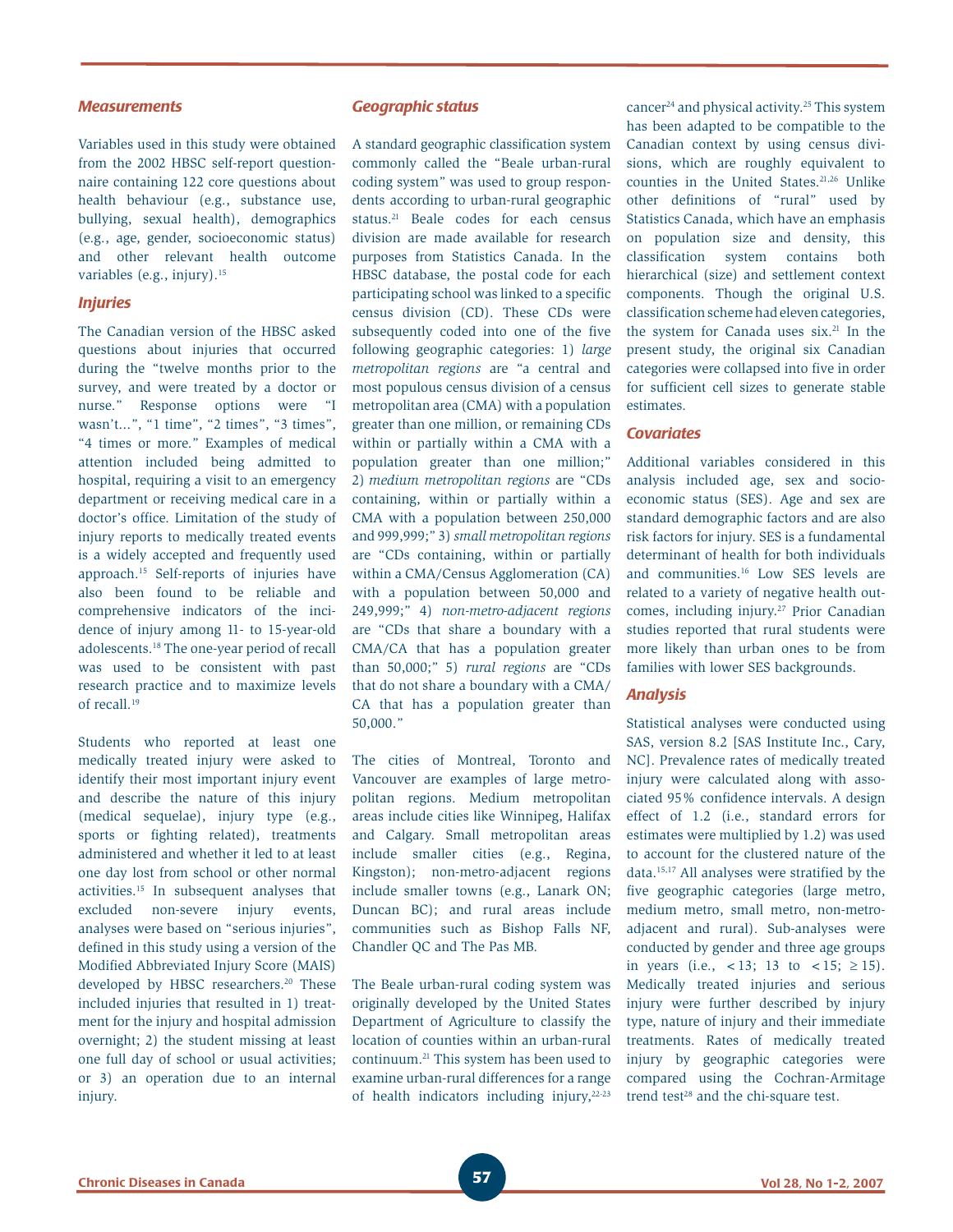### Measurements

Variables used in this study were obtained from the 2002 HBSC self-report questionnaire containing 122 core questions about health behaviour (e.g., substance use, bullying, sexual health), demographics (e.g., age, gender, socioeconomic status) and other relevant health outcome variables (e.g., injury).[15]

### Injuries

The Canadian version of the HBSC asked questions about injuries that occurred during the "twelve months prior to the survey, and were treated by a doctor or nurse." Response options were "I wasn't…", "1 time", "2 times", "3 times", "4 times or more." Examples of medical attention included being admitted to hospital, requiring a visit to an emergency department or receiving medical care in a doctor's office. Limitation of the study of injury reports to medically treated events is a widely accepted and frequently used approach.[15] Self-reports of injuries have also been found to be reliable and comprehensive indicators of the incidence of injury among 11- to 15-year-old adolescents.[18] The one-year period of recall was used to be consistent with past research practice and to maximize levels of recall.[19]

Students who reported at least one medically treated injury were asked to identify their most important injury event and describe the nature of this injury (medical sequelae), injury type (e.g., sports or fighting related), treatments administered and whether it led to at least one day lost from school or other normal activities.[15] In subsequent analyses that excluded non-severe injury events, analyses were based on "serious injuries", defined in this study using a version of the Modified Abbreviated Injury Score (MAIS) developed by HBSC researchers.[20] These included injuries that resulted in 1) treatment for the injury and hospital admission overnight; 2) the student missing at least one full day of school or usual activities; or 3) an operation due to an internal injury.

### Geographic status

A standard geographic classification system commonly called the "Beale urban-rural coding system" was used to group respondents according to urban-rural geographic status.[21] Beale codes for each census division are made available for research purposes from Statistics Canada. In the HBSC database, the postal code for each participating school was linked to a specific census division (CD). These CDs were subsequently coded into one of the five following geographic categories: 1) *large metropolitan regions* are "a central and most populous census division of a census metropolitan area (CMA) with a population greater than one million, or remaining CDs within or partially within a CMA with a population greater than one million;" 2) *medium metropolitan regions* are "CDs containing, within or partially within a CMA with a population between 250,000 and 999,999;" 3) *small metropolitan regions* are "CDs containing, within or partially within a CMA/Census Agglomeration (CA) with a population between 50,000 and 249,999;" 4) *non-metro-adjacent regions* are "CDs that share a boundary with a CMA/CA that has a population greater than 50,000;" 5) *rural regions* are "CDs that do not share a boundary with a CMA/CA that has a population greater than 50,000."

The cities of Montreal, Toronto and Vancouver are examples of large metropolitan regions. Medium metropolitan areas include cities like Winnipeg, Halifax and Calgary. Small metropolitan areas include smaller cities (e.g., Regina, Kingston); non-metro-adjacent regions include smaller towns (e.g., Lanark ON; Duncan BC); and rural areas include communities such as Bishop Falls NF, Chandler QC and The Pas MB.

The Beale urban-rural coding system was originally developed by the United States Department of Agriculture to classify the location of counties within an urban-rural continuum.[21] This system has been used to examine urban-rural differences for a range of health indicators including injury,[22-23] cancer[24] and physical activity.[25] This system has been adapted to be compatible to the Canadian context by using census divisions, which are roughly equivalent to counties in the United States.[21,26] Unlike other definitions of "rural" used by Statistics Canada, which have an emphasis on population size and density, this classification system contains both hierarchical (size) and settlement context components. Though the original U.S. classification scheme had eleven categories, the system for Canada uses six.[21] In the present study, the original six Canadian categories were collapsed into five in order for sufficient cell sizes to generate stable estimates.

### Covariates

Additional variables considered in this analysis included age, sex and socioeconomic status (SES). Age and sex are standard demographic factors and are also risk factors for injury. SES is a fundamental determinant of health for both individuals and communities.[16] Low SES levels are related to a variety of negative health outcomes, including injury.[27] Prior Canadian studies reported that rural students were more likely than urban ones to be from families with lower SES backgrounds.

### Analysis

Statistical analyses were conducted using SAS, version 8.2 [SAS Institute Inc., Cary, NC]. Prevalence rates of medically treated injury were calculated along with associated 95% confidence intervals. A design effect of 1.2 (i.e., standard errors for estimates were multiplied by 1.2) was used to account for the clustered nature of the data.[15,17] All analyses were stratified by the five geographic categories (large metro, medium metro, small metro, non-metro-adjacent and rural). Sub-analyses were conducted by gender and three age groups in years (i.e., $< 13$; 13 to $< 15$; $\geq 15$). Medically treated injuries and serious injury were further described by injury type, nature of injury and their immediate treatments. Rates of medically treated injury by geographic categories were compared using the Cochran-Armitage trend test[28] and the chi-square test.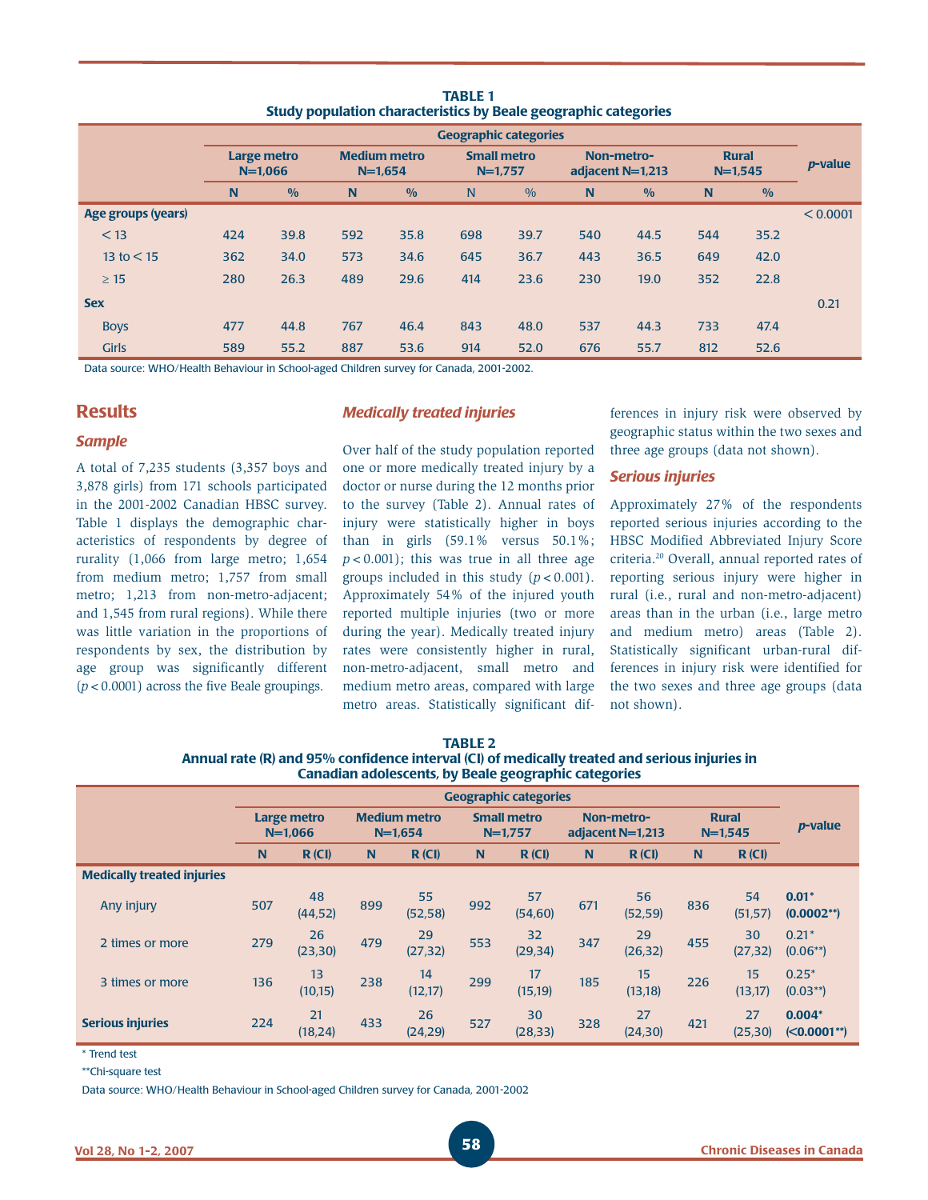**TABLE 1**
**Study population characteristics by Beale geographic categories**

| | Geographic categories | | | | | | | | | | *p*-value |
|---|---|---|---|---|---|---|---|---|---|---|---|
| | Large metro N=1,066 | | Medium metro N=1,654 | | Small metro N=1,757 | | Non-metro-adjacent N=1,213 | | Rural N=1,545 | | |
| | N | % | N | % | N | % | N | % | N | % | |
| **Age groups (years)** | | | | | | | | | | | < 0.0001 |
| < 13 | 424 | 39.8 | 592 | 35.8 | 698 | 39.7 | 540 | 44.5 | 544 | 35.2 | |
| 13 to < 15 | 362 | 34.0 | 573 | 34.6 | 645 | 36.7 | 443 | 36.5 | 649 | 42.0 | |
| ≥ 15 | 280 | 26.3 | 489 | 29.6 | 414 | 23.6 | 230 | 19.0 | 352 | 22.8 | |
| **Sex** | | | | | | | | | | | 0.21 |
| Boys | 477 | 44.8 | 767 | 46.4 | 843 | 48.0 | 537 | 44.3 | 733 | 47.4 | |
| Girls | 589 | 55.2 | 887 | 53.6 | 914 | 52.0 | 676 | 55.7 | 812 | 52.6 | |

Data source: WHO/Health Behaviour in School-aged Children survey for Canada, 2001-2002.

## Results

### *Sample*

A total of 7,235 students (3,357 boys and 3,878 girls) from 171 schools participated in the 2001-2002 Canadian HBSC survey. Table 1 displays the demographic characteristics of respondents by degree of rurality (1,066 from large metro; 1,654 from medium metro; 1,757 from small metro; 1,213 from non-metro-adjacent; and 1,545 from rural regions). While there was little variation in the proportions of respondents by sex, the distribution by age group was significantly different ($p < 0.0001$) across the five Beale groupings.

### *Medically treated injuries*

Over half of the study population reported one or more medically treated injury by a doctor or nurse during the 12 months prior to the survey (Table 2). Annual rates of injury were statistically higher in boys than in girls (59.1% versus 50.1%; $p < 0.001$); this was true in all three age groups included in this study ($p < 0.001$). Approximately 54% of the injured youth reported multiple injuries (two or more during the year). Medically treated injury rates were consistently higher in rural, non-metro-adjacent, small metro and medium metro areas, compared with large metro areas. Statistically significant differences in injury risk were observed by geographic status within the two sexes and three age groups (data not shown).

### *Serious injuries*

Approximately 27% of the respondents reported serious injuries according to the HBSC Modified Abbreviated Injury Score criteria.[20] Overall, annual reported rates of reporting serious injury were higher in rural (i.e., rural and non-metro-adjacent) areas than in the urban (i.e., large metro and medium metro) areas (Table 2). Statistically significant urban-rural differences in injury risk were identified for the two sexes and three age groups (data not shown).

**TABLE 2**
**Annual rate (R) and 95% confidence interval (CI) of medically treated and serious injuries in Canadian adolescents, by Beale geographic categories**

| | Geographic categories | | | | | | | | | | *p*-value |
|---|---|---|---|---|---|---|---|---|---|---|---|
| | Large metro N=1,066 | | Medium metro N=1,654 | | Small metro N=1,757 | | Non-metro-adjacent N=1,213 | | Rural N=1,545 | | |
| | N | R (CI) | N | R (CI) | N | R (CI) | N | R (CI) | N | R (CI) | |
| **Medically treated injuries** | | | | | | | | | | | |
| Any injury | 507 | 48 (44,52) | 899 | 55 (52,58) | 992 | 57 (54,60) | 671 | 56 (52,59) | 836 | 54 (51,57) | **0.01*** **(0.0002**)** |
| 2 times or more | 279 | 26 (23,30) | 479 | 29 (27,32) | 553 | 32 (29,34) | 347 | 29 (26,32) | 455 | 30 (27,32) | 0.21* (0.06**) |
| 3 times or more | 136 | 13 (10,15) | 238 | 14 (12,17) | 299 | 17 (15,19) | 185 | 15 (13,18) | 226 | 15 (13,17) | 0.25* (0.03**) |
| **Serious injuries** | 224 | 21 (18,24) | 433 | 26 (24,29) | 527 | 30 (28,33) | 328 | 27 (24,30) | 421 | 27 (25,30) | **0.004*** **(<0.0001**)** |

\* Trend test

\** Chi-square test

Data source: WHO/Health Behaviour in School-aged Children survey for Canada, 2001-2002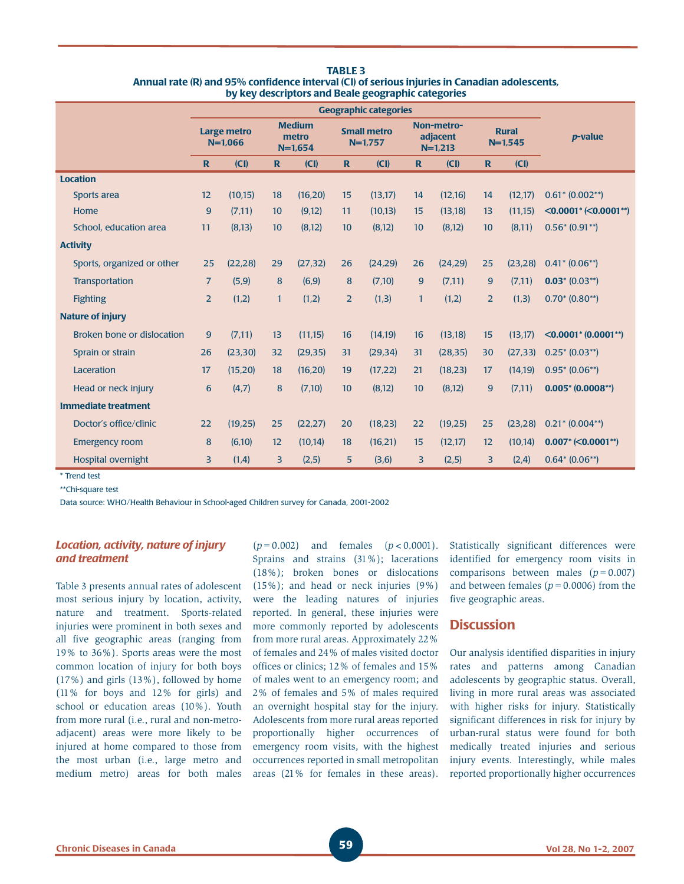**TABLE 3**
**Annual rate (R) and 95% confidence interval (CI) of serious injuries in Canadian adolescents, by key descriptors and Beale geographic categories**

| | Geographic categories | | | | | | | | | | |
|---|---|---|---|---|---|---|---|---|---|---|---|
| | Large metro N=1,066 | | Medium metro N=1,654 | | Small metro N=1,757 | | Non-metro-adjacent N=1,213 | | Rural N=1,545 | | *p*-value |
| | R | (CI) | R | (CI) | R | (CI) | R | (CI) | R | (CI) | |
| **Location** | | | | | | | | | | | |
| Sports area | 12 | (10,15) | 18 | (16,20) | 15 | (13,17) | 14 | (12,16) | 14 | (12,17) | 0.61* (0.002**) |
| Home | 9 | (7,11) | 10 | (9,12) | 11 | (10,13) | 15 | (13,18) | 13 | (11,15) | **<0.0001* (<0.0001**)** |
| School, education area | 11 | (8,13) | 10 | (8,12) | 10 | (8,12) | 10 | (8,12) | 10 | (8,11) | 0.56* (0.91**) |
| **Activity** | | | | | | | | | | | |
| Sports, organized or other | 25 | (22,28) | 29 | (27,32) | 26 | (24,29) | 26 | (24,29) | 25 | (23,28) | 0.41* (0.06**) |
| Transportation | 7 | (5,9) | 8 | (6,9) | 8 | (7,10) | 9 | (7,11) | 9 | (7,11) | **0.03*** (0.03**) |
| Fighting | 2 | (1,2) | 1 | (1,2) | 2 | (1,3) | 1 | (1,2) | 2 | (1,3) | 0.70* (0.80**) |
| **Nature of injury** | | | | | | | | | | | |
| Broken bone or dislocation | 9 | (7,11) | 13 | (11,15) | 16 | (14,19) | 16 | (13,18) | 15 | (13,17) | **<0.0001* (0.0001**)** |
| Sprain or strain | 26 | (23,30) | 32 | (29,35) | 31 | (29,34) | 31 | (28,35) | 30 | (27,33) | 0.25* (0.03**) |
| Laceration | 17 | (15,20) | 18 | (16,20) | 19 | (17,22) | 21 | (18,23) | 17 | (14,19) | 0.95* (0.06**) |
| Head or neck injury | 6 | (4,7) | 8 | (7,10) | 10 | (8,12) | 10 | (8,12) | 9 | (7,11) | **0.005* (0.0008**)** |
| **Immediate treatment** | | | | | | | | | | | |
| Doctor's office/clinic | 22 | (19,25) | 25 | (22,27) | 20 | (18,23) | 22 | (19,25) | 25 | (23,28) | 0.21* (0.004**) |
| Emergency room | 8 | (6,10) | 12 | (10,14) | 18 | (16,21) | 15 | (12,17) | 12 | (10,14) | **0.007* (<0.0001**)** |
| Hospital overnight | 3 | (1,4) | 3 | (2,5) | 5 | (3,6) | 3 | (2,5) | 3 | (2,4) | 0.64* (0.06**) |

\* Trend test

\*\*Chi-square test

Data source: WHO/Health Behaviour in School-aged Children survey for Canada, 2001-2002

### *Location, activity, nature of injury and treatment*

Table 3 presents annual rates of adolescent most serious injury by location, activity, nature and treatment. Sports-related injuries were prominent in both sexes and all five geographic areas (ranging from 19% to 36%). Sports areas were the most common location of injury for both boys (17%) and girls (13%), followed by home (11% for boys and 12% for girls) and school or education areas (10%). Youth from more rural (i.e., rural and non-metro-adjacent) areas were more likely to be injured at home compared to those from the most urban (i.e., large metro and medium metro) areas for both males ($p = 0.002$) and females ($p < 0.0001$). Sprains and strains (31%); lacerations (18%); broken bones or dislocations (15%); and head or neck injuries (9%) were the leading natures of injuries reported. In general, these injuries were more commonly reported by adolescents from more rural areas. Approximately 22% of females and 24% of males visited doctor offices or clinics; 12% of females and 15% of males went to an emergency room; and 2% of females and 5% of males required an overnight hospital stay for the injury. Adolescents from more rural areas reported proportionally higher occurrences of emergency room visits, with the highest occurrences reported in small metropolitan areas (21% for females in these areas). Statistically significant differences were identified for emergency room visits in comparisons between males ($p = 0.007$) and between females ($p = 0.0006$) from the five geographic areas.

## Discussion

Our analysis identified disparities in injury rates and patterns among Canadian adolescents by geographic status. Overall, living in more rural areas was associated with higher risks for injury. Statistically significant differences in risk for injury by urban-rural status were found for both medically treated injuries and serious injury events. Interestingly, while males reported proportionally higher occurrences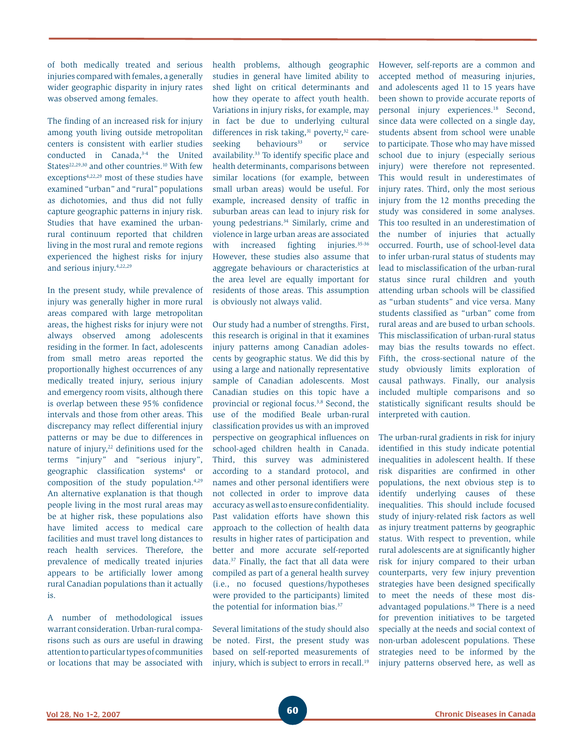of both medically treated and serious injuries compared with females, a generally wider geographic disparity in injury rates was observed among females.

The finding of an increased risk for injury among youth living outside metropolitan centers is consistent with earlier studies conducted in Canada,[3-4] the United States[22,29,30] and other countries.[10] With few exceptions[4,22,29] most of these studies have examined "urban" and "rural" populations as dichotomies, and thus did not fully capture geographic patterns in injury risk. Studies that have examined the urban-rural continuum reported that children living in the most rural and remote regions experienced the highest risks for injury and serious injury.[4,22,29]

In the present study, while prevalence of injury was generally higher in more rural areas compared with large metropolitan areas, the highest risks for injury were not always observed among adolescents residing in the former. In fact, adolescents from small metro areas reported the proportionally highest occurrences of any medically treated injury, serious injury and emergency room visits, although there is overlap between these 95% confidence intervals and those from other areas. This discrepancy may reflect differential injury patterns or may be due to differences in nature of injury,[22] definitions used for the terms "injury" and "serious injury", geographic classification systems[4] or composition of the study population.[4,29] An alternative explanation is that though people living in the most rural areas may be at higher risk, these populations also have limited access to medical care facilities and must travel long distances to reach health services. Therefore, the prevalence of medically treated injuries appears to be artificially lower among rural Canadian populations than it actually is.

A number of methodological issues warrant consideration. Urban-rural comparisons such as ours are useful in drawing attention to particular types of communities or locations that may be associated with health problems, although geographic studies in general have limited ability to shed light on critical determinants and how they operate to affect youth health. Variations in injury risks, for example, may in fact be due to underlying cultural differences in risk taking,[31] poverty,[32] care-seeking behaviours[33] or service availability.[33] To identify specific place and health determinants, comparisons between similar locations (for example, between small urban areas) would be useful. For example, increased density of traffic in suburban areas can lead to injury risk for young pedestrians.[34] Similarly, crime and violence in large urban areas are associated with increased fighting injuries.[35-36] However, these studies also assume that aggregate behaviours or characteristics at the area level are equally important for residents of those areas. This assumption is obviously not always valid.

Our study had a number of strengths. First, this research is original in that it examines injury patterns among Canadian adolescents by geographic status. We did this by using a large and nationally representative sample of Canadian adolescents. Most Canadian studies on this topic have a provincial or regional focus.[3,8] Second, the use of the modified Beale urban-rural classification provides us with an improved perspective on geographical influences on school-aged children health in Canada. Third, this survey was administered according to a standard protocol, and names and other personal identifiers were not collected in order to improve data accuracy as well as to ensure confidentiality. Past validation efforts have shown this approach to the collection of health data results in higher rates of participation and better and more accurate self-reported data.[37] Finally, the fact that all data were compiled as part of a general health survey (i.e., no focused questions/hypotheses were provided to the participants) limited the potential for information bias.[37]

Several limitations of the study should also be noted. First, the present study was based on self-reported measurements of injury, which is subject to errors in recall.[19] However, self-reports are a common and accepted method of measuring injuries, and adolescents aged 11 to 15 years have been shown to provide accurate reports of personal injury experiences.[18] Second, since data were collected on a single day, students absent from school were unable to participate. Those who may have missed school due to injury (especially serious injury) were therefore not represented. This would result in underestimates of injury rates. Third, only the most serious injury from the 12 months preceding the study was considered in some analyses. This too resulted in an underestimation of the number of injuries that actually occurred. Fourth, use of school-level data to infer urban-rural status of students may lead to misclassification of the urban-rural status since rural children and youth attending urban schools will be classified as "urban students" and vice versa. Many students classified as "urban" come from rural areas and are bused to urban schools. This misclassification of urban-rural status may bias the results towards no effect. Fifth, the cross-sectional nature of the study obviously limits exploration of causal pathways. Finally, our analysis included multiple comparisons and so statistically significant results should be interpreted with caution.

The urban-rural gradients in risk for injury identified in this study indicate potential inequalities in adolescent health. If these risk disparities are confirmed in other populations, the next obvious step is to identify underlying causes of these inequalities. This should include focused study of injury-related risk factors as well as injury treatment patterns by geographic status. With respect to prevention, while rural adolescents are at significantly higher risk for injury compared to their urban counterparts, very few injury prevention strategies have been designed specifically to meet the needs of these most disadvantaged populations.[38] There is a need for prevention initiatives to be targeted specially at the needs and social context of non-urban adolescent populations. These strategies need to be informed by the injury patterns observed here, as well as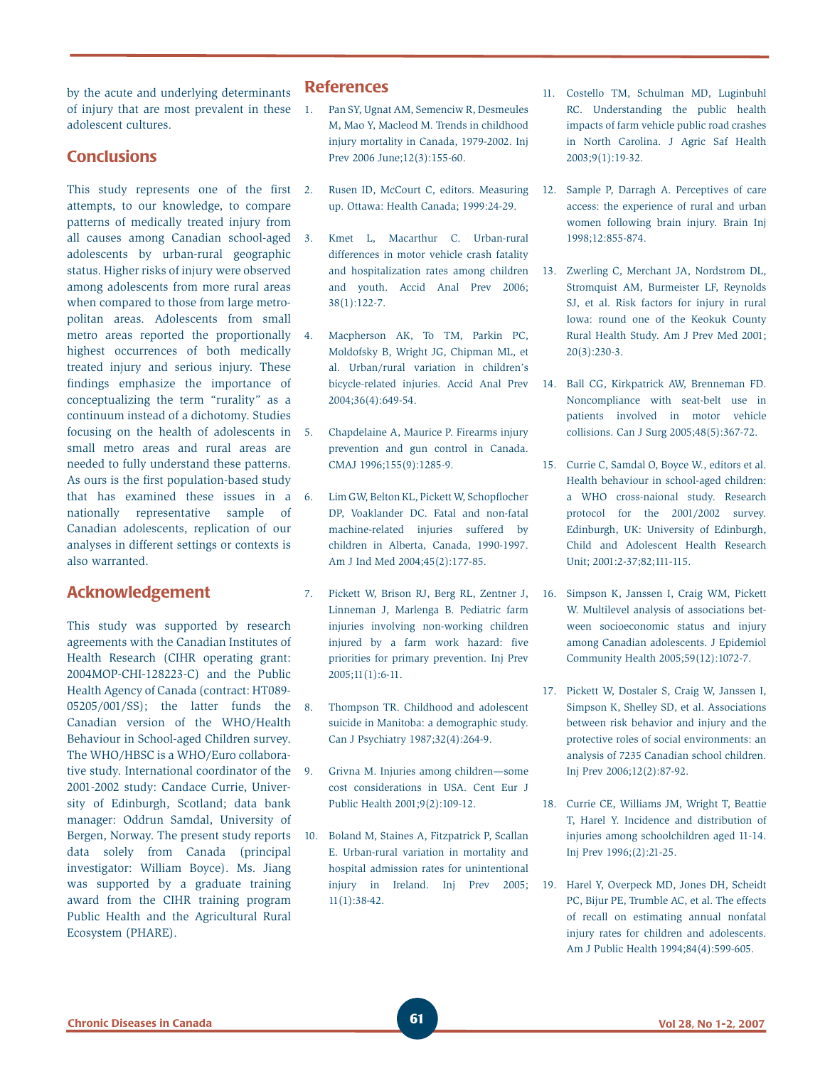by the acute and underlying determinants of injury that are most prevalent in these adolescent cultures.

## Conclusions

This study represents one of the first attempts, to our knowledge, to compare patterns of medically treated injury from all causes among Canadian school-aged adolescents by urban-rural geographic status. Higher risks of injury were observed among adolescents from more rural areas when compared to those from large metropolitan areas. Adolescents from small metro areas reported the proportionally highest occurrences of both medically treated injury and serious injury. These findings emphasize the importance of conceptualizing the term "rurality" as a continuum instead of a dichotomy. Studies focusing on the health of adolescents in small metro areas and rural areas are needed to fully understand these patterns. As ours is the first population-based study that has examined these issues in a nationally representative sample of Canadian adolescents, replication of our analyses in different settings or contexts is also warranted.

## Acknowledgement

This study was supported by research agreements with the Canadian Institutes of Health Research (CIHR operating grant: 2004MOP-CHI-128223-C) and the Public Health Agency of Canada (contract: HT089-05205/001/SS); the latter funds the Canadian version of the WHO/Health Behaviour in School-aged Children survey. The WHO/HBSC is a WHO/Euro collaborative study. International coordinator of the 2001-2002 study: Candace Currie, University of Edinburgh, Scotland; data bank manager: Oddrun Samdal, University of Bergen, Norway. The present study reports data solely from Canada (principal investigator: William Boyce). Ms. Jiang was supported by a graduate training award from the CIHR training program Public Health and the Agricultural Rural Ecosystem (PHARE).

## References

1. Pan SY, Ugnat AM, Semenciw R, Desmeules M, Mao Y, Macleod M. Trends in childhood injury mortality in Canada, 1979-2002. Inj Prev 2006 June;12(3):155-60.
2. Rusen ID, McCourt C, editors. Measuring up. Ottawa: Health Canada; 1999:24-29.
3. Kmet L, Macarthur C. Urban-rural differences in motor vehicle crash fatality and hospitalization rates among children and youth. Accid Anal Prev 2006; 38(1):122-7.
4. Macpherson AK, To TM, Parkin PC, Moldofsky B, Wright JG, Chipman ML, et al. Urban/rural variation in children's bicycle-related injuries. Accid Anal Prev 2004;36(4):649-54.
5. Chapdelaine A, Maurice P. Firearms injury prevention and gun control in Canada. CMAJ 1996;155(9):1285-9.
6. Lim GW, Belton KL, Pickett W, Schopflocher DP, Voaklander DC. Fatal and non-fatal machine-related injuries suffered by children in Alberta, Canada, 1990-1997. Am J Ind Med 2004;45(2):177-85.
7. Pickett W, Brison RJ, Berg RL, Zentner J, Linneman J, Marlenga B. Pediatric farm injuries involving non-working children injured by a farm work hazard: five priorities for primary prevention. Inj Prev 2005;11(1):6-11.
8. Thompson TR. Childhood and adolescent suicide in Manitoba: a demographic study. Can J Psychiatry 1987;32(4):264-9.
9. Grivna M. Injuries among children—some cost considerations in USA. Cent Eur J Public Health 2001;9(2):109-12.
10. Boland M, Staines A, Fitzpatrick P, Scallan E. Urban-rural variation in mortality and hospital admission rates for unintentional injury in Ireland. Inj Prev 2005; 11(1):38-42.
11. Costello TM, Schulman MD, Luginbuhl RC. Understanding the public health impacts of farm vehicle public road crashes in North Carolina. J Agric Saf Health 2003;9(1):19-32.
12. Sample P, Darragh A. Perceptives of care access: the experience of rural and urban women following brain injury. Brain Inj 1998;12:855-874.
13. Zwerling C, Merchant JA, Nordstrom DL, Stromquist AM, Burmeister LF, Reynolds SJ, et al. Risk factors for injury in rural Iowa: round one of the Keokuk County Rural Health Study. Am J Prev Med 2001; 20(3):230-3.
14. Ball CG, Kirkpatrick AW, Brenneman FD. Noncompliance with seat-belt use in patients involved in motor vehicle collisions. Can J Surg 2005;48(5):367-72.
15. Currie C, Samdal O, Boyce W., editors et al. Health behaviour in school-aged children: a WHO cross-naional study. Research protocol for the 2001/2002 survey. Edinburgh, UK: University of Edinburgh, Child and Adolescent Health Research Unit; 2001:2-37;82;111-115.
16. Simpson K, Janssen I, Craig WM, Pickett W. Multilevel analysis of associations between socioeconomic status and injury among Canadian adolescents. J Epidemiol Community Health 2005;59(12):1072-7.
17. Pickett W, Dostaler S, Craig W, Janssen I, Simpson K, Shelley SD, et al. Associations between risk behavior and injury and the protective roles of social environments: an analysis of 7235 Canadian school children. Inj Prev 2006;12(2):87-92.
18. Currie CE, Williams JM, Wright T, Beattie T, Harel Y. Incidence and distribution of injuries among schoolchildren aged 11-14. Inj Prev 1996;(2):21-25.
19. Harel Y, Overpeck MD, Jones DH, Scheidt PC, Bijur PE, Trumble AC, et al. The effects of recall on estimating annual nonfatal injury rates for children and adolescents. Am J Public Health 1994;84(4):599-605.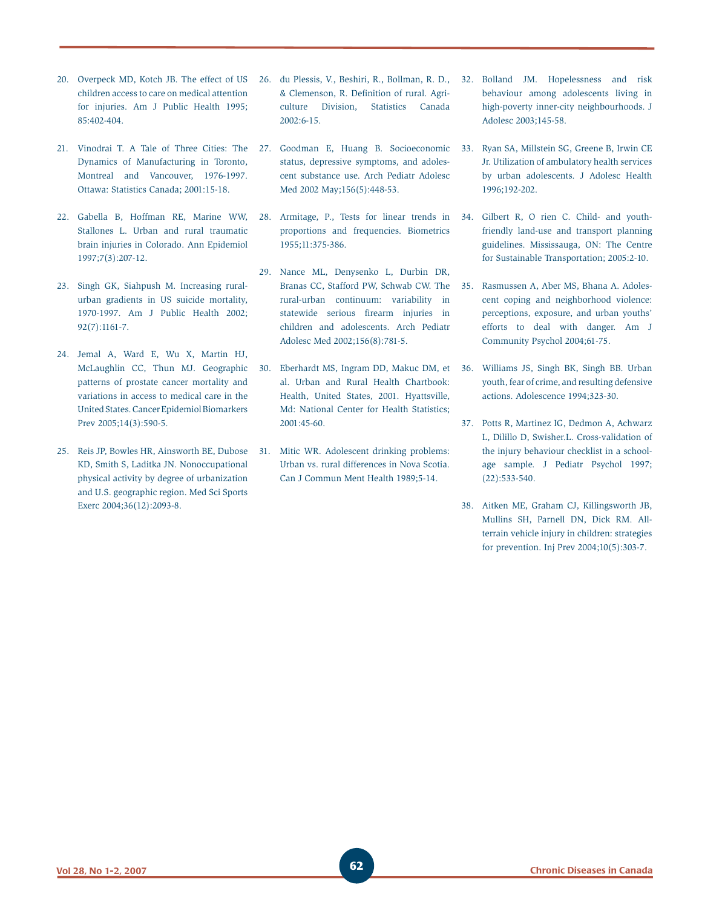20. Overpeck MD, Kotch JB. The effect of US children access to care on medical attention for injuries. Am J Public Health 1995; 85:402-404.

21. Vinodrai T. A Tale of Three Cities: The Dynamics of Manufacturing in Toronto, Montreal and Vancouver, 1976-1997. Ottawa: Statistics Canada; 2001:15-18.

22. Gabella B, Hoffman RE, Marine WW, Stallones L. Urban and rural traumatic brain injuries in Colorado. Ann Epidemiol 1997;7(3):207-12.

23. Singh GK, Siahpush M. Increasing rural-urban gradients in US suicide mortality, 1970-1997. Am J Public Health 2002; 92(7):1161-7.

24. Jemal A, Ward E, Wu X, Martin HJ, McLaughlin CC, Thun MJ. Geographic patterns of prostate cancer mortality and variations in access to medical care in the United States. Cancer Epidemiol Biomarkers Prev 2005;14(3):590-5.

25. Reis JP, Bowles HR, Ainsworth BE, Dubose KD, Smith S, Laditka JN. Nonoccupational physical activity by degree of urbanization and U.S. geographic region. Med Sci Sports Exerc 2004;36(12):2093-8.

26. du Plessis, V., Beshiri, R., Bollman, R. D., & Clemenson, R. Definition of rural. Agriculture Division, Statistics Canada 2002:6-15.

27. Goodman E, Huang B. Socioeconomic status, depressive symptoms, and adolescent substance use. Arch Pediatr Adolesc Med 2002 May;156(5):448-53.

28. Armitage, P., Tests for linear trends in proportions and frequencies. Biometrics 1955;11:375-386.

29. Nance ML, Denysenko L, Durbin DR, Branas CC, Stafford PW, Schwab CW. The rural-urban continuum: variability in statewide serious firearm injuries in children and adolescents. Arch Pediatr Adolesc Med 2002;156(8):781-5.

30. Eberhardt MS, Ingram DD, Makuc DM, et al. Urban and Rural Health Chartbook: Health, United States, 2001. Hyattsville, Md: National Center for Health Statistics; 2001:45-60.

31. Mitic WR. Adolescent drinking problems: Urban vs. rural differences in Nova Scotia. Can J Commun Ment Health 1989;5-14.

32. Bolland JM. Hopelessness and risk behaviour among adolescents living in high-poverty inner-city neighbourhoods. J Adolesc 2003;145-58.

33. Ryan SA, Millstein SG, Greene B, Irwin CE Jr. Utilization of ambulatory health services by urban adolescents. J Adolesc Health 1996;192-202.

34. Gilbert R, O rien C. Child- and youth-friendly land-use and transport planning guidelines. Mississauga, ON: The Centre for Sustainable Transportation; 2005:2-10.

35. Rasmussen A, Aber MS, Bhana A. Adolescent coping and neighborhood violence: perceptions, exposure, and urban youths' efforts to deal with danger. Am J Community Psychol 2004;61-75.

36. Williams JS, Singh BK, Singh BB. Urban youth, fear of crime, and resulting defensive actions. Adolescence 1994;323-30.

37. Potts R, Martinez IG, Dedmon A, Achwarz L, Dilillo D, Swisher.L. Cross-validation of the injury behaviour checklist in a school-age sample. J Pediatr Psychol 1997; (22):533-540.

38. Aitken ME, Graham CJ, Killingsworth JB, Mullins SH, Parnell DN, Dick RM. All-terrain vehicle injury in children: strategies for prevention. Inj Prev 2004;10(5):303-7.